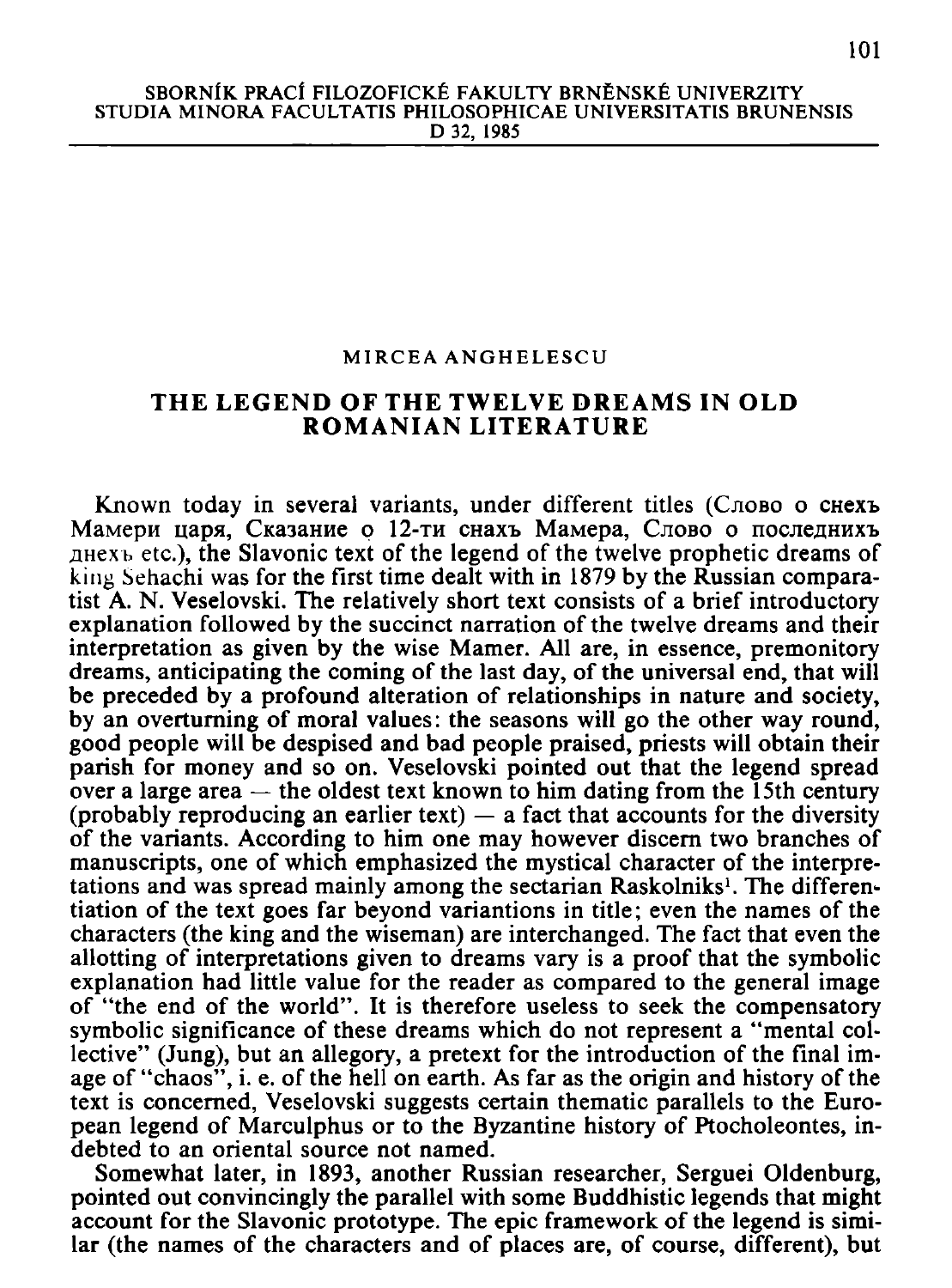SBORNÍK PRACÍ FILOZOFICKÉ FAKULTY BRNĚNSKÉ UNIVERZITY
STUDIA MINORA FACULTATIS PHILOSOPHICAE UNIVERSITATIS BRUNENSIS
D 32, 1985

MIRCEA ANGHELESCU

# THE LEGEND OF THE TWELVE DREAMS IN OLD ROMANIAN LITERATURE

Known today in several variants, under different titles (Слово о снехъ Мамери царя, Сказание о 12-ти снахъ Мамера, Слово о последнихъ днехъ etc.), the Slavonic text of the legend of the twelve prophetic dreams of king Sehachi was for the first time dealt with in 1879 by the Russian comparatist A. N. Veselovski. The relatively short text consists of a brief introductory explanation followed by the succinct narration of the twelve dreams and their interpretation as given by the wise Mamer. All are, in essence, premonitory dreams, anticipating the coming of the last day, of the universal end, that will be preceded by a profound alteration of relationships in nature and society, by an overturning of moral values: the seasons will go the other way round, good people will be despised and bad people praised, priests will obtain their parish for money and so on. Veselovski pointed out that the legend spread over a large area — the oldest text known to him dating from the 15th century (probably reproducing an earlier text) — a fact that accounts for the diversity of the variants. According to him one may however discern two branches of manuscripts, one of which emphasized the mystical character of the interpretations and was spread mainly among the sectarian Raskolniks[1]. The differentiation of the text goes far beyond variantions in title; even the names of the characters (the king and the wiseman) are interchanged. The fact that even the allotting of interpretations given to dreams vary is a proof that the symbolic explanation had little value for the reader as compared to the general image of "the end of the world". It is therefore useless to seek the compensatory symbolic significance of these dreams which do not represent a "mental collective" (Jung), but an allegory, a pretext for the introduction of the final image of "chaos", i. e. of the hell on earth. As far as the origin and history of the text is concerned, Veselovski suggests certain thematic parallels to the European legend of Marculphus or to the Byzantine history of Ptocholeontes, indebted to an oriental source not named.

Somewhat later, in 1893, another Russian researcher, Serguei Oldenburg, pointed out convincingly the parallel with some Buddhistic legends that might account for the Slavonic prototype. The epic framework of the legend is similar (the names of the characters and of places are, of course, different), but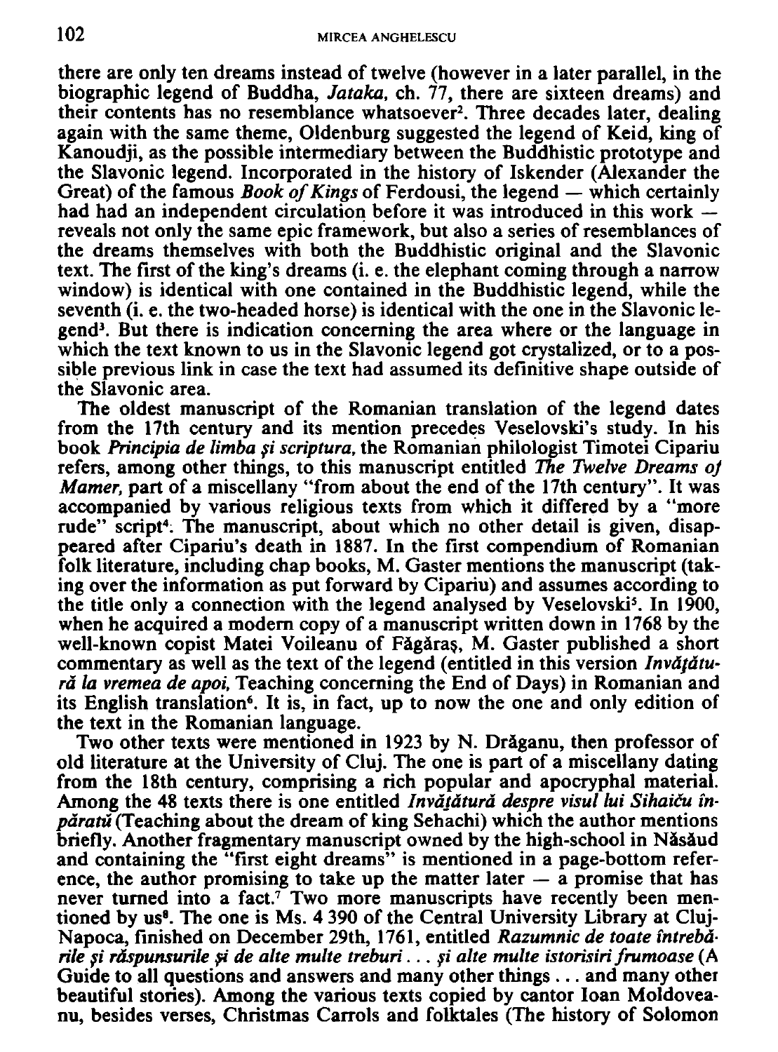there are only ten dreams instead of twelve (however in a later parallel, in the biographic legend of Buddha, *Jataka*, ch. 77, there are sixteen dreams) and their contents has no resemblance whatsoever[2]. Three decades later, dealing again with the same theme, Oldenburg suggested the legend of Keid, king of Kanoudji, as the possible intermediary between the Buddhistic prototype and the Slavonic legend. Incorporated in the history of Iskender (Alexander the Great) of the famous *Book of Kings* of Ferdousi, the legend — which certainly had had an independent circulation before it was introduced in this work — reveals not only the same epic framework, but also a series of resemblances of the dreams themselves with both the Buddhistic original and the Slavonic text. The first of the king's dreams (i. e. the elephant coming through a narrow window) is identical with one contained in the Buddhistic legend, while the seventh (i. e. the two-headed horse) is identical with the one in the Slavonic legend[3]. But there is indication concerning the area where or the language in which the text known to us in the Slavonic legend got crystalized, or to a possible previous link in case the text had assumed its definitive shape outside of the Slavonic area.

The oldest manuscript of the Romanian translation of the legend dates from the 17th century and its mention precedes Veselovski's study. In his book *Principia de limba şi scriptura*, the Romanian philologist Timotei Cipariu refers, among other things, to this manuscript entitled *The Twelve Dreams of Mamer*, part of a miscellany "from about the end of the 17th century". It was accompanied by various religious texts from which it differed by a "more rude" script[4]. The manuscript, about which no other detail is given, disappeared after Cipariu's death in 1887. In the first compendium of Romanian folk literature, including chap books, M. Gaster mentions the manuscript (taking over the information as put forward by Cipariu) and assumes according to the title only a connection with the legend analysed by Veselovski[5]. In 1900, when he acquired a modern copy of a manuscript written down in 1768 by the well-known copist Matei Voileanu of Făgăraş, M. Gaster published a short commentary as well as the text of the legend (entitled in this version *Invăţătură la vremea de apoi*, Teaching concerning the End of Days) in Romanian and its English translation[6]. It is, in fact, up to now the one and only edition of the text in the Romanian language.

Two other texts were mentioned in 1923 by N. Drăganu, then professor of old literature at the University of Cluj. The one is part of a miscellany dating from the 18th century, comprising a rich popular and apocryphal material. Among the 48 texts there is one entitled *Invăţătură despre visul lui Sihaičи împăratŭ* (Teaching about the dream of king Sehachi) which the author mentions briefly. Another fragmentary manuscript owned by the high-school in Năsăud and containing the "first eight dreams" is mentioned in a page-bottom reference, the author promising to take up the matter later — a promise that has never turned into a fact.[7] Two more manuscripts have recently been mentioned by us[8]. The one is Ms. 4 390 of the Central University Library at Cluj-Napoca, finished on December 29th, 1761, entitled *Razumnic de toate întrebările şi răspunsurile şi de alte multe treburi . . . şi alte multe istorisiri frumoase* (A Guide to all questions and answers and many other things . . . and many other beautiful stories). Among the various texts copied by cantor Ioan Moldoveanu, besides verses, Christmas Carrols and folktales (The history of Solomon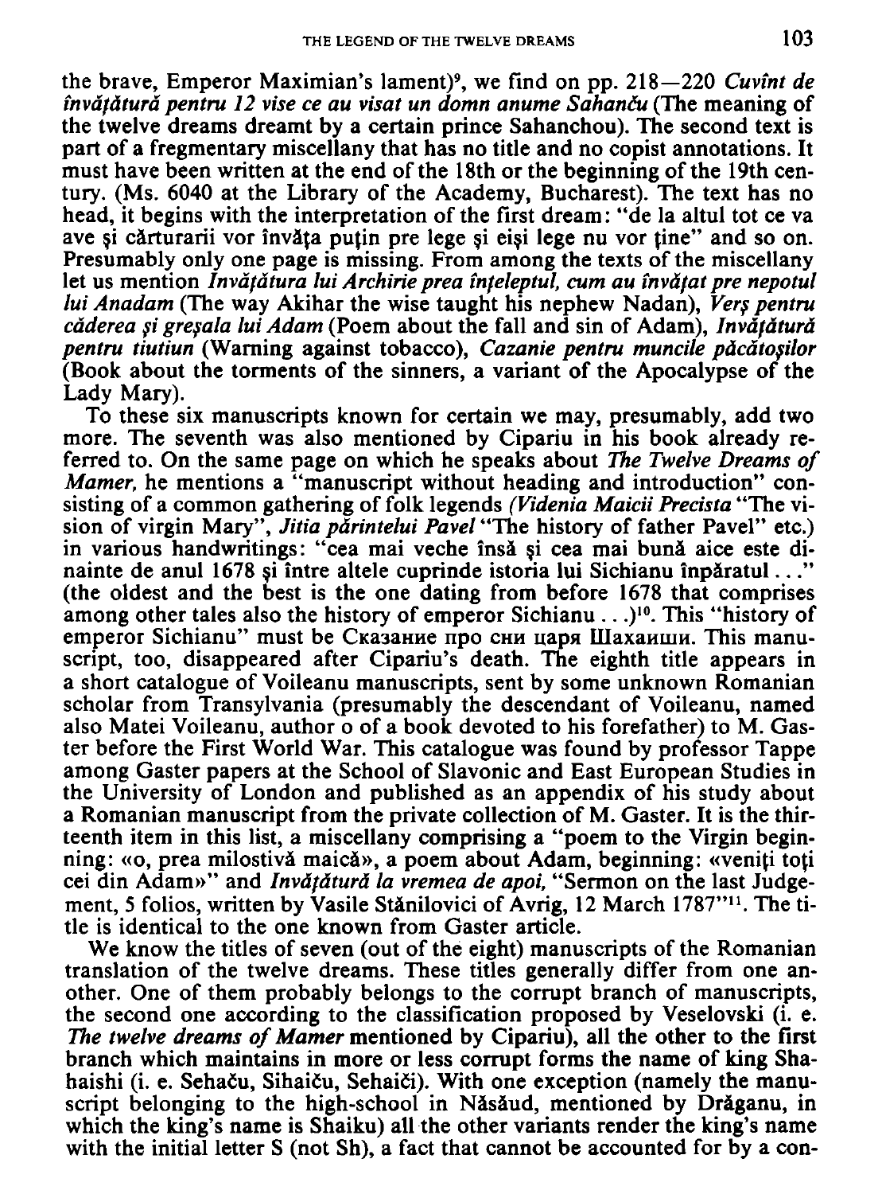the brave, Emperor Maximian's lament)[9], we find on pp. 218—220 *Cuvînt de învățătură pentru 12 vise ce au visat un domn anume Sahanču* (The meaning of the twelve dreams dreamt by a certain prince Sahanchou). The second text is part of a fregmentary miscellany that has no title and no copist annotations. It must have been written at the end of the 18th or the beginning of the 19th century. (Ms. 6040 at the Library of the Academy, Bucharest). The text has no head, it begins with the interpretation of the first dream: "de la altul tot ce va ave și cărturarii vor învăța puțin pre lege și eiși lege nu vor ține" and so on. Presumably only one page is missing. From among the texts of the miscellany let us mention *Invățătura lui Archirie prea înțeleptul, cum au învățat pre nepotul lui Anadam* (The way Akihar the wise taught his nephew Nadan), *Verș pentru căderea și greșala lui Adam* (Poem about the fall and sin of Adam), *Invățătură pentru tiutiun* (Warning against tobacco), *Cazanie pentru muncile păcătoșilor* (Book about the torments of the sinners, a variant of the Apocalypse of the Lady Mary).

To these six manuscripts known for certain we may, presumably, add two more. The seventh was also mentioned by Cipariu in his book already referred to. On the same page on which he speaks about *The Twelve Dreams of Mamer*, he mentions a "manuscript without heading and introduction" consisting of a common gathering of folk legends *(Videnia Maicii Precista* "The vision of virgin Mary", *Jitia părintelui Pavel* "The history of father Pavel" etc.) in various handwritings: "cea mai veche însă și cea mai bună aice este dinainte de anul 1678 și între altele cuprinde istoria lui Sichianu înpăratul..." (the oldest and the best is the one dating from before 1678 that comprises among other tales also the history of emperor Sichianu ...)[10]. This "history of emperor Sichianu" must be Сказание про сни царя Шахаиши. This manuscript, too, disappeared after Cipariu's death. The eighth title appears in a short catalogue of Voileanu manuscripts, sent by some unknown Romanian scholar from Transylvania (presumably the descendant of Voileanu, named also Matei Voileanu, author o of a book devoted to his forefather) to M. Gaster before the First World War. This catalogue was found by professor Tappe among Gaster papers at the School of Slavonic and East European Studies in the University of London and published as an appendix of his study about a Romanian manuscript from the private collection of M. Gaster. It is the thirteenth item in this list, a miscellany comprising a "poem to the Virgin beginning: «o, prea milostivă maică», a poem about Adam, beginning: «veniți toți cei din Adam»" and *Invățătură la vremea de apoi*, "Sermon on the last Judgement, 5 folios, written by Vasile Stănilovici of Avrig, 12 March 1787"[11]. The title is identical to the one known from Gaster article.

We know the titles of seven (out of the eight) manuscripts of the Romanian translation of the twelve dreams. These titles generally differ from one another. One of them probably belongs to the corrupt branch of manuscripts, the second one according to the classification proposed by Veselovski (i. e. *The twelve dreams of Mamer* mentioned by Cipariu), all the other to the first branch which maintains in more or less corrupt forms the name of king Shahaishi (i. e. Sehaču, Sihaiču, Sehaiči). With one exception (namely the manuscript belonging to the high-school in Năsăud, mentioned by Drăganu, in which the king's name is Shaiku) all the other variants render the king's name with the initial letter S (not Sh), a fact that cannot be accounted for by a con-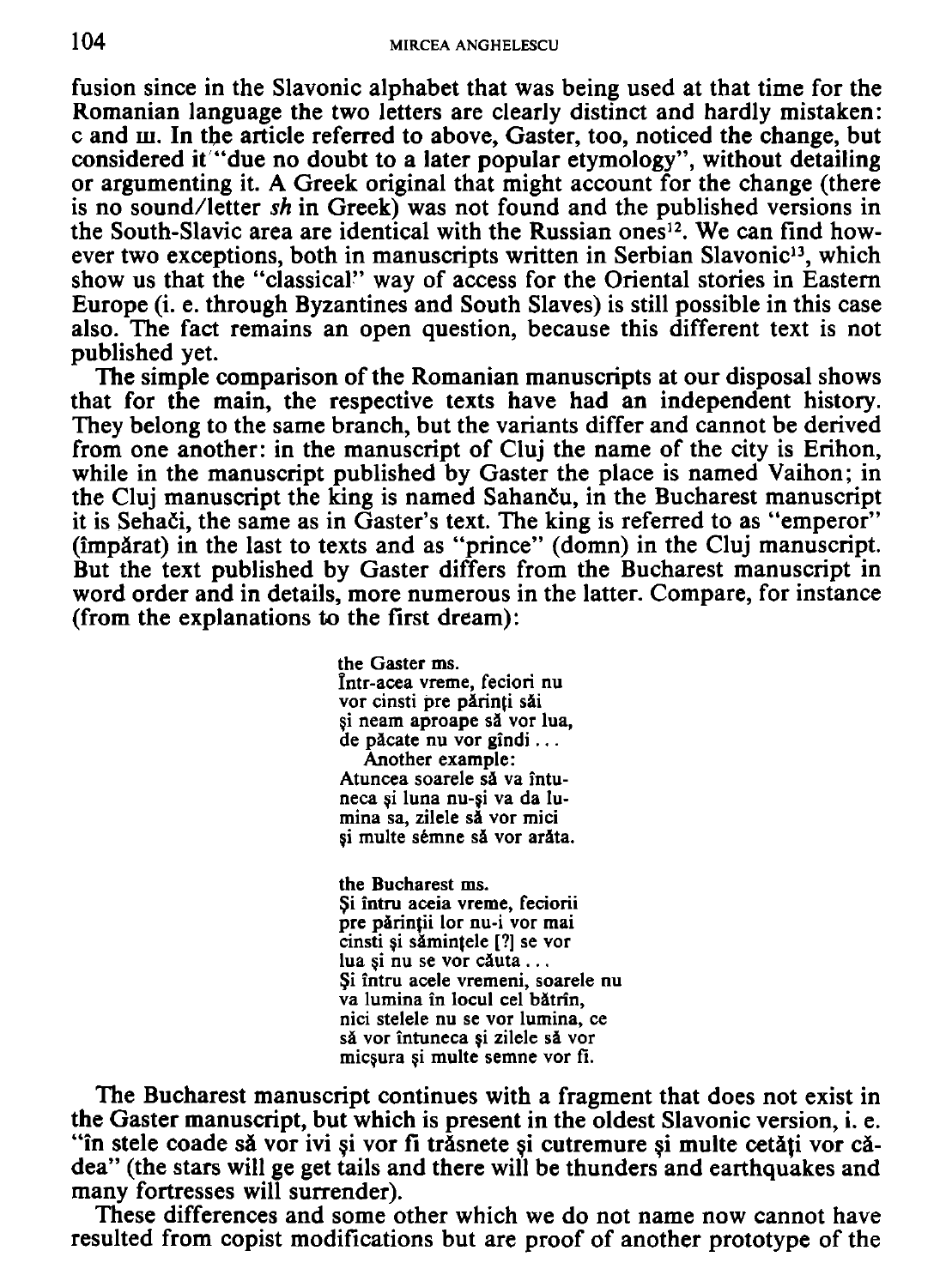fusion since in the Slavonic alphabet that was being used at that time for the Romanian language the two letters are clearly distinct and hardly mistaken: c and ш. In the article referred to above, Gaster, too, noticed the change, but considered it "due no doubt to a later popular etymology", without detailing or argumenting it. A Greek original that might account for the change (there is no sound/letter *sh* in Greek) was not found and the published versions in the South-Slavic area are identical with the Russian ones[12]. We can find however two exceptions, both in manuscripts written in Serbian Slavonic[13], which show us that the "classical" way of access for the Oriental stories in Eastern Europe (i. e. through Byzantines and South Slaves) is still possible in this case also. The fact remains an open question, because this different text is not published yet.

The simple comparison of the Romanian manuscripts at our disposal shows that for the main, the respective texts have had an independent history. They belong to the same branch, but the variants differ and cannot be derived from one another: in the manuscript of Cluj the name of the city is Erihon, while in the manuscript published by Gaster the place is named Vaihon; in the Cluj manuscript the king is named Sahanču, in the Bucharest manuscript it is Sehači, the same as in Gaster's text. The king is referred to as "emperor" (împărat) in the last to texts and as "prince" (domn) in the Cluj manuscript. But the text published by Gaster differs from the Bucharest manuscript in word order and in details, more numerous in the latter. Compare, for instance (from the explanations to the first dream):

> the Gaster ms.
> Într-acea vreme, feciori nu vor cinsti pre părinți săi și neam aproape să vor lua, de păcate nu vor gîndi . . .
> Another example:
> Atuncea soarele să va întuneca și luna nu-și va da lumina sa, zilele să vor mici și multe sémne să vor arăta.
>
> the Bucharest ms.
> Și întru aceia vreme, feciorii pre părinții lor nu-i vor mai cinsti și săminţele [?] se vor lua și nu se vor căuta . . .
> Și întru acele vremeni, soarele nu va lumina în locul cel bătrîn, nici stelele nu se vor lumina, ce să vor întuneca și zilele să vor micșura și multe semne vor fi.

The Bucharest manuscript continues with a fragment that does not exist in the Gaster manuscript, but which is present in the oldest Slavonic version, i. e. "în stele coade să vor ivi și vor fi trăsnete și cutremure și multe cetăți vor cădea" (the stars will ge get tails and there will be thunders and earthquakes and many fortresses will surrender).

These differences and some other which we do not name now cannot have resulted from copist modifications but are proof of another prototype of the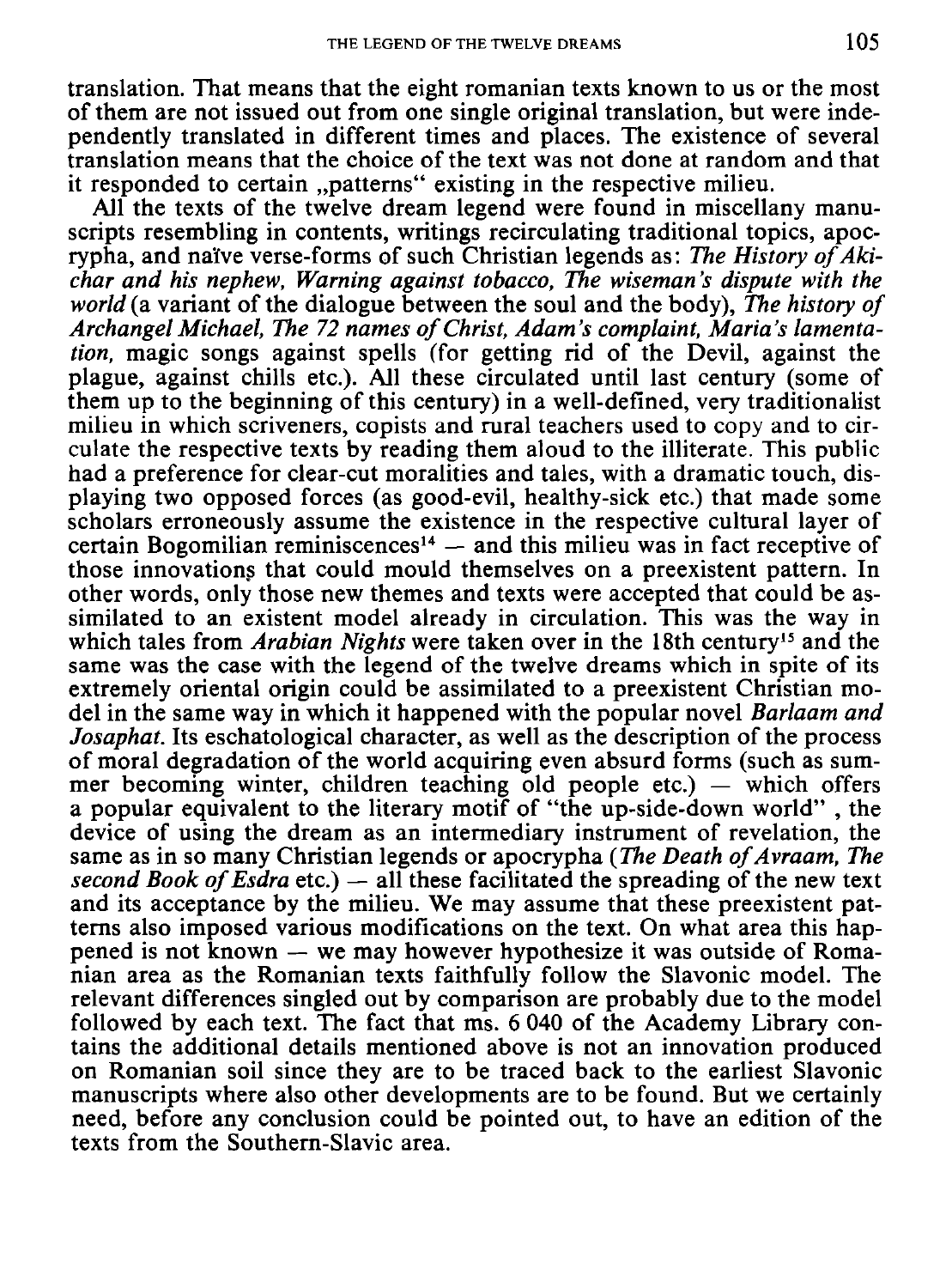translation. That means that the eight romanian texts known to us or the most of them are not issued out from one single original translation, but were independently translated in different times and places. The existence of several translation means that the choice of the text was not done at random and that it responded to certain „patterns" existing in the respective milieu.

All the texts of the twelve dream legend were found in miscellany manuscripts resembling in contents, writings recirculating traditional topics, apocrypha, and naïve verse-forms of such Christian legends as: *The History of Akichar and his nephew, Warning against tobacco, The wiseman's dispute with the world* (a variant of the dialogue between the soul and the body), *The history of Archangel Michael, The 72 names of Christ, Adam's complaint, Maria's lamentation,* magic songs against spells (for getting rid of the Devil, against the plague, against chills etc.). All these circulated until last century (some of them up to the beginning of this century) in a well-defined, very traditionalist milieu in which scriveners, copists and rural teachers used to copy and to circulate the respective texts by reading them aloud to the illiterate. This public had a preference for clear-cut moralities and tales, with a dramatic touch, displaying two opposed forces (as good-evil, healthy-sick etc.) that made some scholars erroneously assume the existence in the respective cultural layer of certain Bogomilian reminiscences[14] — and this milieu was in fact receptive of those innovations that could mould themselves on a preexistent pattern. In other words, only those new themes and texts were accepted that could be assimilated to an existent model already in circulation. This was the way in which tales from *Arabian Nights* were taken over in the 18th century[15] and the same was the case with the legend of the twelve dreams which in spite of its extremely oriental origin could be assimilated to a preexistent Christian model in the same way in which it happened with the popular novel *Barlaam and Josaphat.* Its eschatological character, as well as the description of the process of moral degradation of the world acquiring even absurd forms (such as summer becoming winter, children teaching old people etc.) — which offers a popular equivalent to the literary motif of "the up-side-down world" , the device of using the dream as an intermediary instrument of revelation, the same as in so many Christian legends or apocrypha (*The Death of Avraam, The second Book of Esdra* etc.) — all these facilitated the spreading of the new text and its acceptance by the milieu. We may assume that these preexistent patterns also imposed various modifications on the text. On what area this happened is not known — we may however hypothesize it was outside of Romanian area as the Romanian texts faithfully follow the Slavonic model. The relevant differences singled out by comparison are probably due to the model followed by each text. The fact that ms. 6 040 of the Academy Library contains the additional details mentioned above is not an innovation produced on Romanian soil since they are to be traced back to the earliest Slavonic manuscripts where also other developments are to be found. But we certainly need, before any conclusion could be pointed out, to have an edition of the texts from the Southern-Slavic area.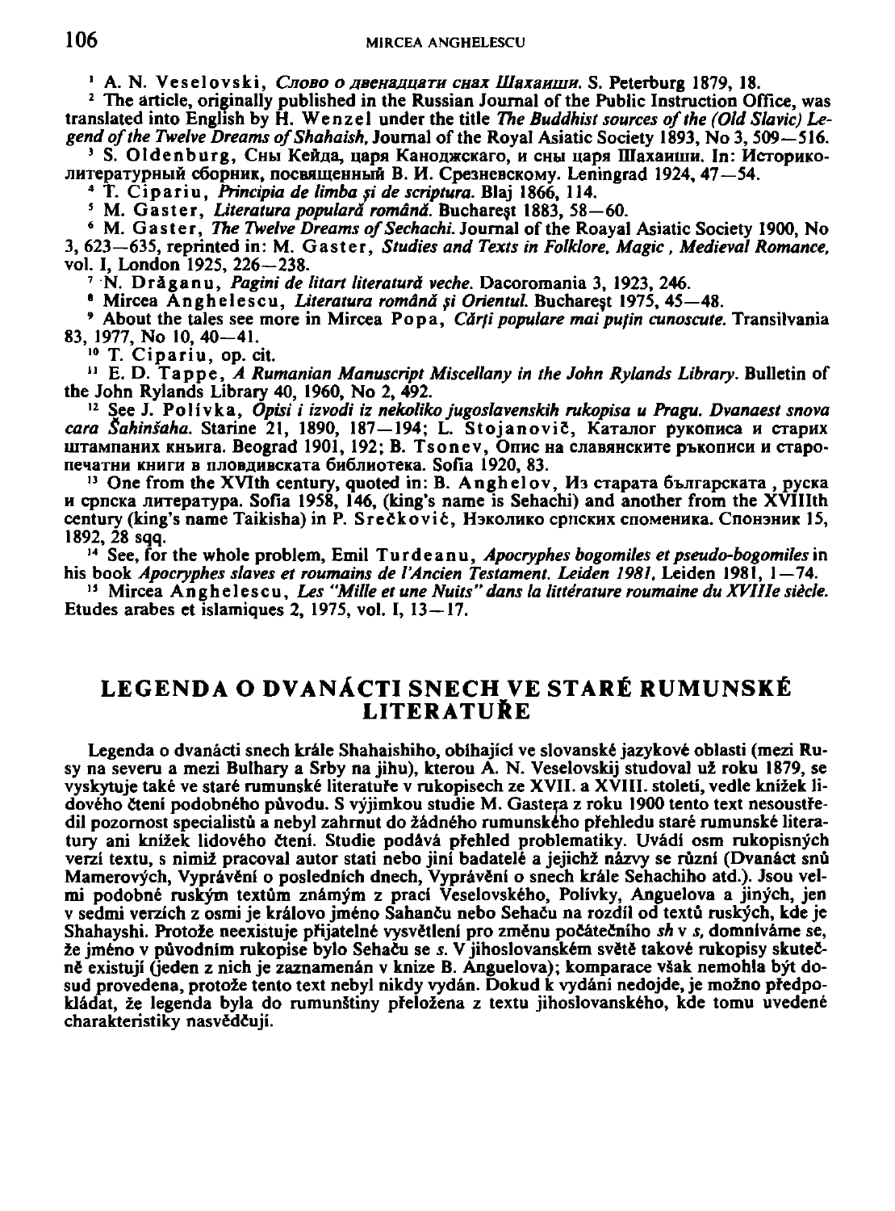[1] A. N. Veselovski, *Слово о двенадцати снах Шахаиши*. S. Peterburg 1879, 18.

[2] The article, originally published in the Russian Journal of the Public Instruction Office, was translated into English by H. Wenzel under the title *The Buddhist sources of the (Old Slavic) Legend of the Twelve Dreams of Shahaish*, Journal of the Royal Asiatic Society 1893, No 3, 509—516.

[3] S. Oldenburg, Сны Кейда, царя Канодҗскаго, и сны царя Шахаиши. In: Историко-литературный сборник, посвященный В. И. Срезневскому. Leningrad 1924, 47—54.

[4] T. Cipariu, *Principia de limba și de scriptura*. Blaj 1866, 114.

[5] M. Gaster, *Literatura populară română*. Bucharest 1883, 58—60.

[6] M. Gaster, *The Twelve Dreams of Sechachi*. Journal of the Roayal Asiatic Society 1900, No 3, 623—635, reprinted in: M. Gaster, *Studies and Texts in Folklore, Magic, Medieval Romance*, vol. I, London 1925, 226—238.

[7] N. Drăganu, *Pagini de litart literatură veche*. Dacoromania 3, 1923, 246.

[8] Mircea Anghelescu, *Literatura română și Orientul*. Bucharest 1975, 45—48.

[9] About the tales see more in Mircea Popa, *Cărți populare mai puțin cunoscute*. Transilvania 83, 1977, No 10, 40—41.

[10] T. Cipariu, op. cit.

[11] E. D. Tappe, *A Rumanian Manuscript Miscellany in the John Rylands Library*. Bulletin of the John Rylands Library 40, 1960, No 2, 492.

[12] See J. Polívka, *Opisi i izvodi iz nekoliko jugoslavenskih rukopisa u Pragu. Dvanaest snova cara Šahinšaha*. Starine 21, 1890, 187—194; L. Stojanović, Каталог рукописа и старих штампаних књига. Beograd 1901, 192; B. Tsonev, Опис на славянските ръкописи и старопечатни книги в пловдивската библиотека. Sofia 1920, 83.

[13] One from the XVIth century, quoted in: B. Anghelov, Из старата българската, руска и сръска литература. Sofia 1958, 146, (king's name is Sehachi) and another from the XVIIIth century (king's name Taikisha) in P. Srečković, Нэколико српских споменика. Спонэник 15, 1892, 28 sqq.

[14] See, for the whole problem, Emil Turdeanu, *Apocryphes bogomiles et pseudo-bogomiles* in his book *Apocryphes slaves et roumains de l'Ancien Testament. Leiden 1981*, Leiden 1981, 1—74.

[15] Mircea Anghelescu, *Les "Mille et une Nuits" dans la littérature roumaine du XVIIIe siècle*. Etudes arabes et islamiques 2, 1975, vol. I, 13—17.

## LEGENDA O DVANÁCTI SNECH VE STARÉ RUMUNSKÉ LITERATUŘE

Legenda o dvanácti snech krále Shahaishiho, obíhající ve slovanské jazykové oblasti (mezi Rusy na severu a mezi Bulhary a Srby na jihu), kterou A. N. Veselovskij studoval už roku 1879, se vyskytuje také ve staré rumunské literatuře v rukopisech ze XVII. a XVIII. století, vedle knížek lidového čtení podobného původu. S výjimkou studie M. Gastera z roku 1900 tento text nesoustředil pozornost specialistů a nebyl zahrnut do žádného rumunského přehledu staré rumunské literatury ani knížek lidového čtení. Studie podává přehled problematiky. Uvádí osm rukopisných verzí textu, s nimiž pracoval autor stati nebo jiní badatelé a jejichž názvy se různí (Dvanáct snů Mamerových, Vyprávění o posledních dnech, Vyprávění o snech krále Sehachiho atd.). Jsou velmi podobné ruským textům známým z prací Veselovského, Polívky, Anguelova a jiných, jen v sedmi verzích z osmi je královo jméno Sahanču nebo Sehaču na rozdíl od textů ruských, kde je Shahayshi. Protože neexistuje přijatelné vysvětlení pro změnu počátečního *sh* v *s*, domníváme se, že jméno v původním rukopise bylo Sehaču se *s*. V jihoslovanském světě takové rukopisy skutečně existují (jeden z nich je zaznamenán v knize B. Anguelova); komparace však nemohla být dosud provedena, protože tento text nebyl nikdy vydán. Dokud k vydání nedojde, je možno předpokládat, že legenda byla do rumunštiny přeložena z textu jihoslovanského, kde tomu uvedené charakteristiky nasvědčují.